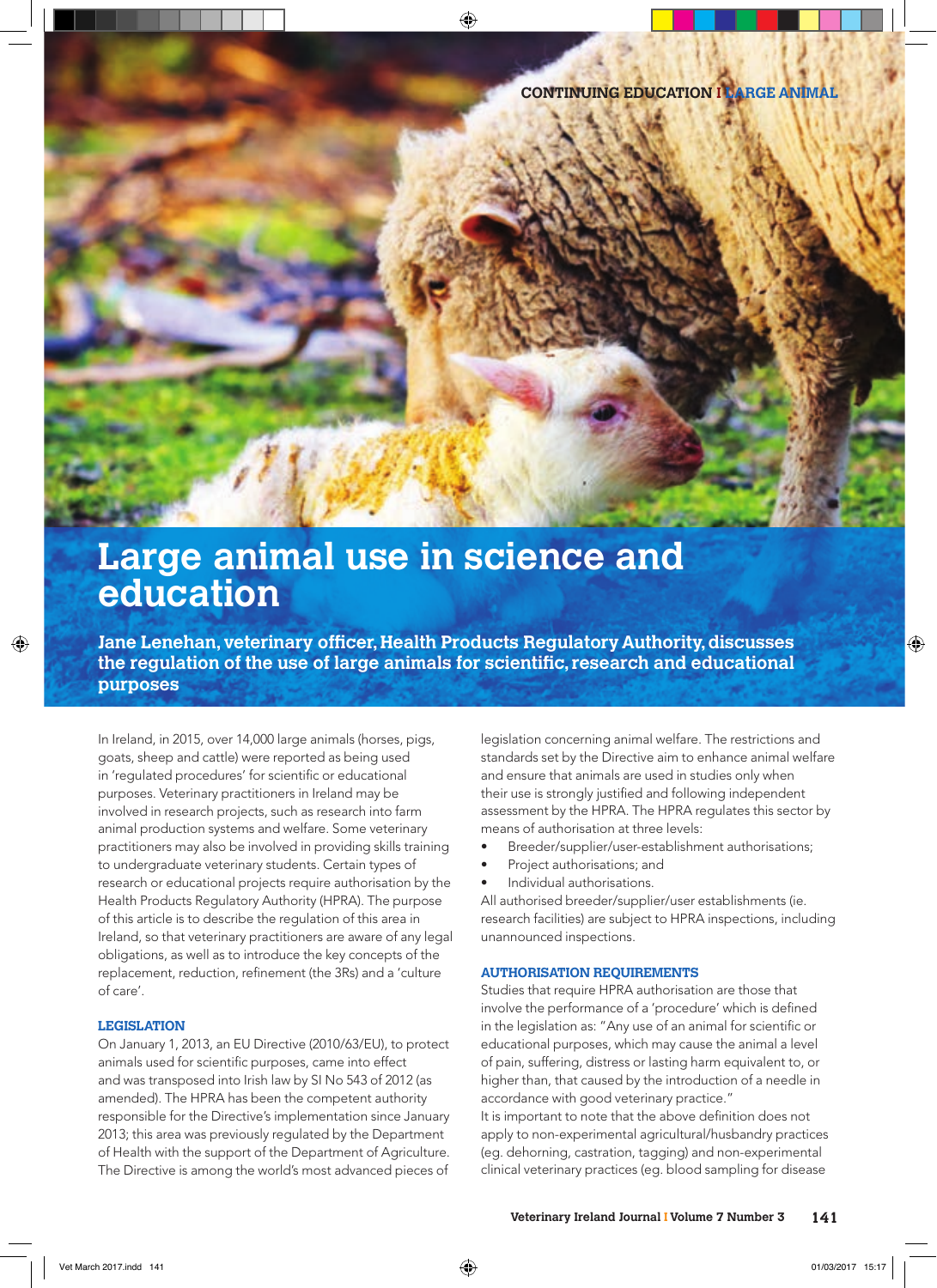# Large animal use in science and education

**Jane Lenehan, veterinary officer, Health Products Regulatory Authority, discusses the regulation of the use of large animals for scientific, research and educational purposes**

In Ireland, in 2015, over 14,000 large animals (horses, pigs, goats, sheep and cattle) were reported as being used in 'regulated procedures' for scientific or educational purposes. Veterinary practitioners in Ireland may be involved in research projects, such as research into farm animal production systems and welfare. Some veterinary practitioners may also be involved in providing skills training to undergraduate veterinary students. Certain types of research or educational projects require authorisation by the Health Products Regulatory Authority (HPRA). The purpose of this article is to describe the regulation of this area in Ireland, so that veterinary practitioners are aware of any legal obligations, as well as to introduce the key concepts of the replacement, reduction, refinement (the 3Rs) and a 'culture of care'.

## LEGISLATION

On January 1, 2013, an EU Directive (2010/63/EU), to protect animals used for scientific purposes, came into effect and was transposed into Irish law by SI No 543 of 2012 (as amended). The HPRA has been the competent authority responsible for the Directive's implementation since January 2013; this area was previously regulated by the Department of Health with the support of the Department of Agriculture. The Directive is among the world's most advanced pieces of legislation concerning animal welfare. The restrictions and standards set by the Directive aim to enhance animal welfare and ensure that animals are used in studies only when their use is strongly justified and following independent assessment by the HPRA. The HPRA regulates this sector by means of authorisation at three levels:

- Breeder/supplier/user-establishment authorisations;
- Project authorisations; and
- Individual authorisations.

All authorised breeder/supplier/user establishments (ie. research facilities) are subject to HPRA inspections, including unannounced inspections.

## AUTHORISATION REQUIREMENTS

Studies that require HPRA authorisation are those that involve the performance of a 'procedure' which is defined in the legislation as: "Any use of an animal for scientific or educational purposes, which may cause the animal a level of pain, suffering, distress or lasting harm equivalent to, or higher than, that caused by the introduction of a needle in accordance with good veterinary practice."

It is important to note that the above definition does not apply to non-experimental agricultural/husbandry practices (eg. dehorning, castration, tagging) and non-experimental clinical veterinary practices (eg. blood sampling for disease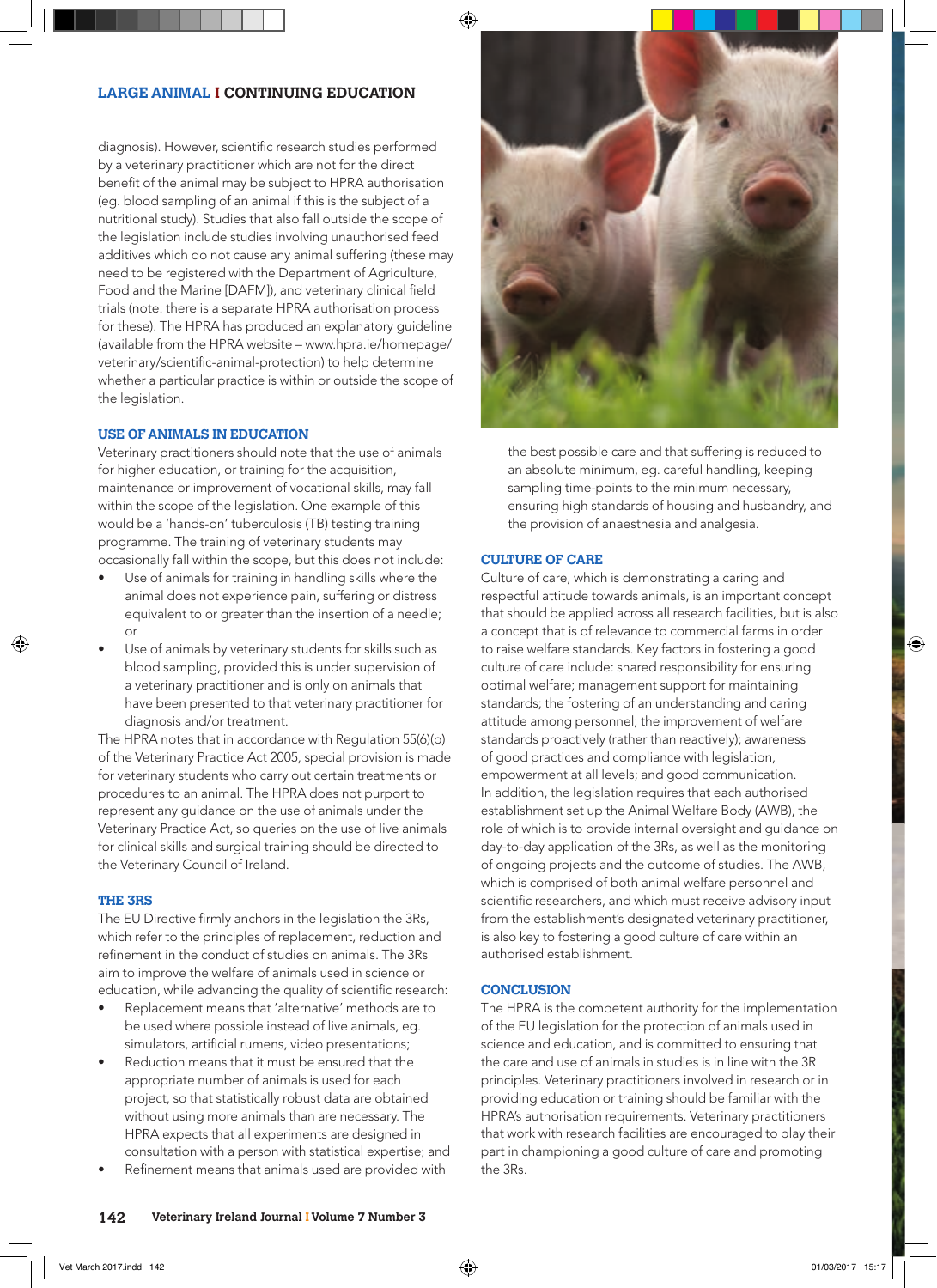diagnosis). However, scientific research studies performed by a veterinary practitioner which are not for the direct benefit of the animal may be subject to HPRA authorisation (eg. blood sampling of an animal if this is the subject of a nutritional study). Studies that also fall outside the scope of the legislation include studies involving unauthorised feed additives which do not cause any animal suffering (these may need to be registered with the Department of Agriculture, Food and the Marine [DAFM]), and veterinary clinical field trials (note: there is a separate HPRA authorisation process for these). The HPRA has produced an explanatory guideline (available from the HPRA website – www.hpra.ie/homepage/veterinary/scientific-animal-protection) to help determine whether a particular practice is within or outside the scope of the legislation.

## USE OF ANIMALS IN EDUCATION

Veterinary practitioners should note that the use of animals for higher education, or training for the acquisition, maintenance or improvement of vocational skills, may fall within the scope of the legislation. One example of this would be a 'hands-on' tuberculosis (TB) testing training programme. The training of veterinary students may occasionally fall within the scope, but this does not include:

- Use of animals for training in handling skills where the animal does not experience pain, suffering or distress equivalent to or greater than the insertion of a needle; or
- Use of animals by veterinary students for skills such as blood sampling, provided this is under supervision of a veterinary practitioner and is only on animals that have been presented to that veterinary practitioner for diagnosis and/or treatment.

The HPRA notes that in accordance with Regulation 55(6)(b) of the Veterinary Practice Act 2005, special provision is made for veterinary students who carry out certain treatments or procedures to an animal. The HPRA does not purport to represent any guidance on the use of animals under the Veterinary Practice Act, so queries on the use of live animals for clinical skills and surgical training should be directed to the Veterinary Council of Ireland.

## THE 3RS

The EU Directive firmly anchors in the legislation the 3Rs, which refer to the principles of replacement, reduction and refinement in the conduct of studies on animals. The 3Rs aim to improve the welfare of animals used in science or education, while advancing the quality of scientific research:

- Replacement means that 'alternative' methods are to be used where possible instead of live animals, eg. simulators, artificial rumens, video presentations;
- Reduction means that it must be ensured that the appropriate number of animals is used for each project, so that statistically robust data are obtained without using more animals than are necessary. The HPRA expects that all experiments are designed in consultation with a person with statistical expertise; and
- Refinement means that animals used are provided with the best possible care and that suffering is reduced to an absolute minimum, eg. careful handling, keeping sampling time-points to the minimum necessary, ensuring high standards of housing and husbandry, and the provision of anaesthesia and analgesia.

## CULTURE OF CARE

Culture of care, which is demonstrating a caring and respectful attitude towards animals, is an important concept that should be applied across all research facilities, but is also a concept that is of relevance to commercial farms in order to raise welfare standards. Key factors in fostering a good culture of care include: shared responsibility for ensuring optimal welfare; management support for maintaining standards; the fostering of an understanding and caring attitude among personnel; the improvement of welfare standards proactively (rather than reactively); awareness of good practices and compliance with legislation, empowerment at all levels; and good communication.

In addition, the legislation requires that each authorised establishment set up the Animal Welfare Body (AWB), the role of which is to provide internal oversight and guidance on day-to-day application of the 3Rs, as well as the monitoring of ongoing projects and the outcome of studies. The AWB, which is comprised of both animal welfare personnel and scientific researchers, and which must receive advisory input from the establishment's designated veterinary practitioner, is also key to fostering a good culture of care within an authorised establishment.

## CONCLUSION

The HPRA is the competent authority for the implementation of the EU legislation for the protection of animals used in science and education, and is committed to ensuring that the care and use of animals in studies is in line with the 3R principles. Veterinary practitioners involved in research or in providing education or training should be familiar with the HPRA's authorisation requirements. Veterinary practitioners that work with research facilities are encouraged to play their part in championing a good culture of care and promoting the 3Rs.